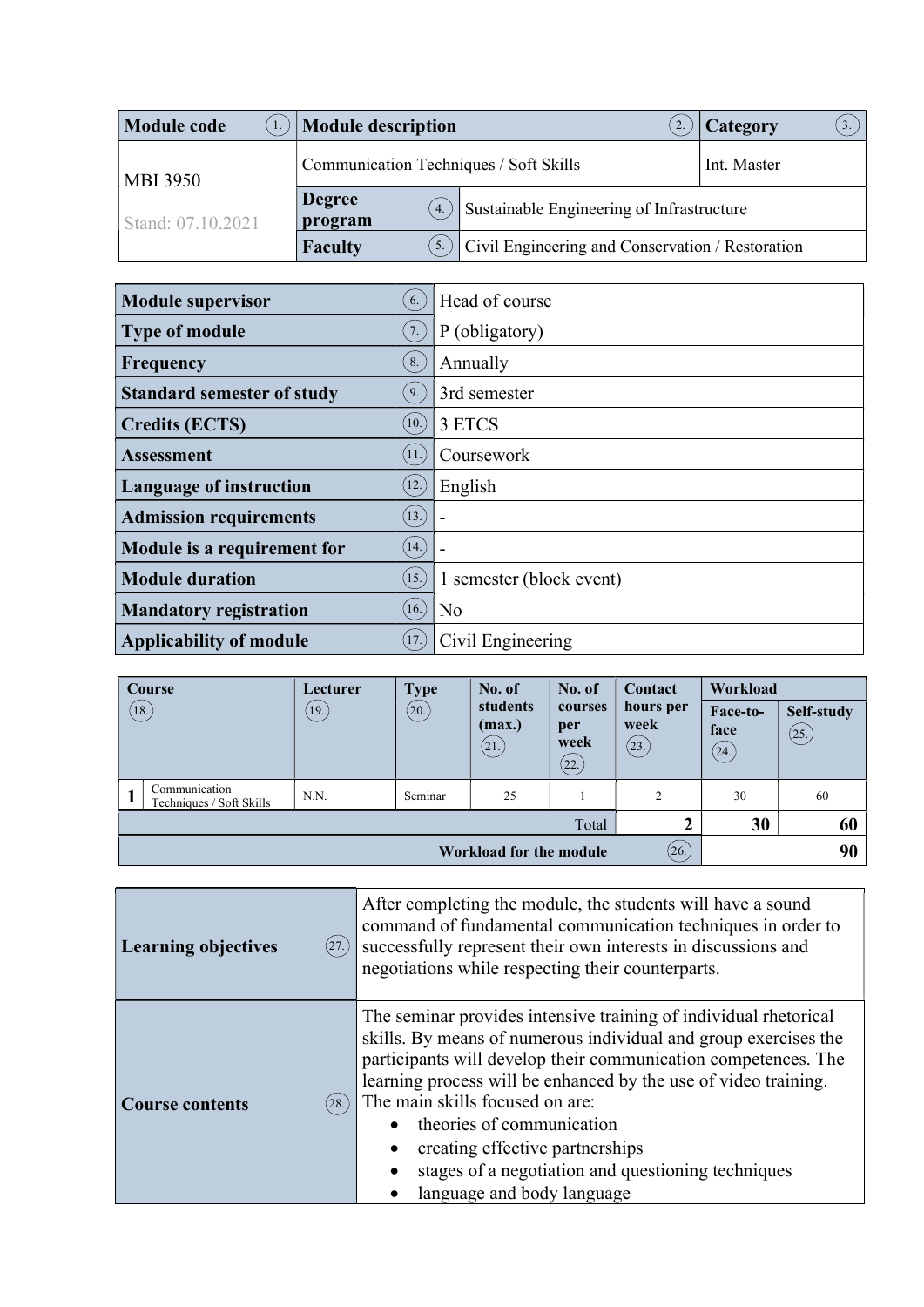| Module code (1.) | Module description (2.) | | Category (3.) |
|---|---|---|---|
| MBI 3950<br>Stand: 07.10.2021 | Communication Techniques / Soft Skills | | Int. Master |
| | Degree program (4.) | Sustainable Engineering of Infrastructure | |
| | Faculty (5.) | Civil Engineering and Conservation / Restoration | |

| | |
|---|---|
| **Module supervisor** (6.) | Head of course |
| **Type of module** (7.) | P (obligatory) |
| **Frequency** (8.) | Annually |
| **Standard semester of study** (9.) | 3rd semester |
| **Credits (ECTS)** (10.) | 3 ETCS |
| **Assessment** (11.) | Coursework |
| **Language of instruction** (12.) | English |
| **Admission requirements** (13.) | - |
| **Module is a requirement for** (14.) | - |
| **Module duration** (15.) | 1 semester (block event) |
| **Mandatory registration** (16.) | No |
| **Applicability of module** (17.) | Civil Engineering |

| | Course (18.) | Lecturer (19.) | Type (20.) | No. of students (max.) (21.) | No. of courses per week (22.) | Contact hours per week (23.) | Workload | |
|---|---|---|---|---|---|---|---|---|
| | | | | | | | Face-to-face (24.) | Self-study (25.) |
| 1 | Communication Techniques / Soft Skills | N.N. | Seminar | 25 | 1 | 2 | 30 | 60 |
| | | | | | | Total **2** | **30** | **60** |
| | | | | | **Workload for the module** (26.) | | | **90** |

| | |
|---|---|
| **Learning objectives** (27.) | After completing the module, the students will have a sound command of fundamental communication techniques in order to successfully represent their own interests in discussions and negotiations while respecting their counterparts. |
| **Course contents** (28.) | The seminar provides intensive training of individual rhetorical skills. By means of numerous individual and group exercises the participants will develop their communication competences. The learning process will be enhanced by the use of video training. The main skills focused on are:<br>• theories of communication<br>• creating effective partnerships<br>• stages of a negotiation and questioning techniques<br>• language and body language |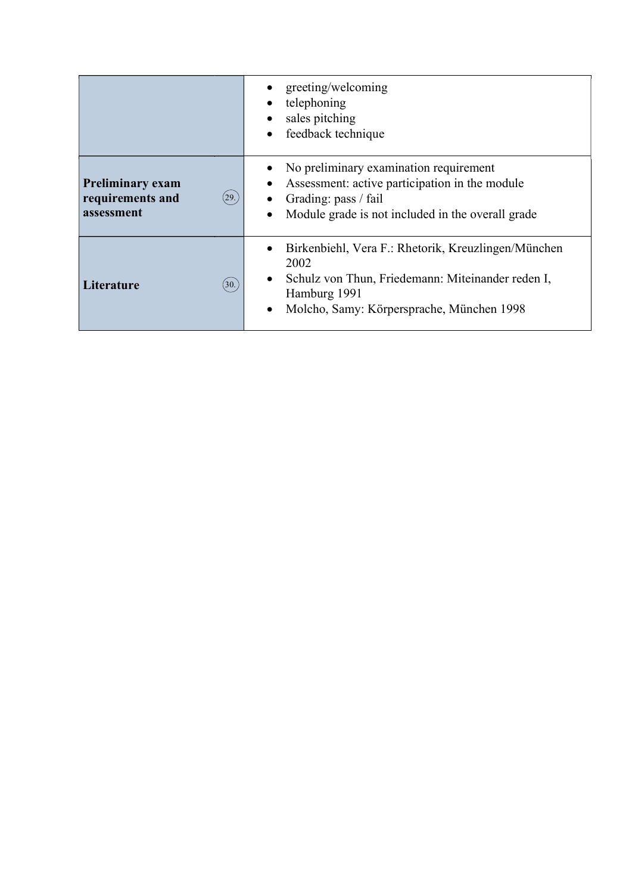| | |
|---|---|
| | • greeting/welcoming<br>• telephoning<br>• sales pitching<br>• feedback technique |
| **Preliminary exam requirements and assessment** (29.) | • No preliminary examination requirement<br>• Assessment: active participation in the module<br>• Grading: pass / fail<br>• Module grade is not included in the overall grade |
| **Literature** (30.) | • Birkenbiehl, Vera F.: Rhetorik, Kreuzlingen/München 2002<br>• Schulz von Thun, Friedemann: Miteinander reden I, Hamburg 1991<br>• Molcho, Samy: Körpersprache, München 1998 |